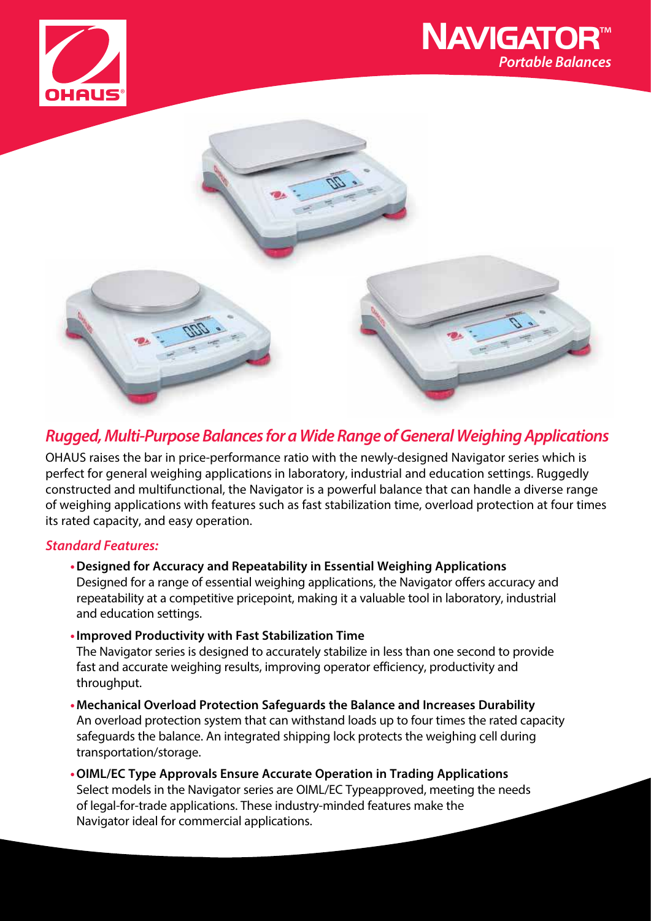# NAVIGATOR™

*Portable Balances*

## *Rugged, Multi-Purpose Balances for a Wide Range of General Weighing Applications*

OHAUS raises the bar in price-performance ratio with the newly-designed Navigator series which is perfect for general weighing applications in laboratory, industrial and education settings. Ruggedly constructed and multifunctional, the Navigator is a powerful balance that can handle a diverse range of weighing applications with features such as fast stabilization time, overload protection at four times its rated capacity, and easy operation.

### *Standard Features:*

- **Designed for Accuracy and Repeatability in Essential Weighing Applications**
  Designed for a range of essential weighing applications, the Navigator offers accuracy and repeatability at a competitive pricepoint, making it a valuable tool in laboratory, industrial and education settings.
- **Improved Productivity with Fast Stabilization Time**
  The Navigator series is designed to accurately stabilize in less than one second to provide fast and accurate weighing results, improving operator efficiency, productivity and throughput.
- **Mechanical Overload Protection Safeguards the Balance and Increases Durability**
  An overload protection system that can withstand loads up to four times the rated capacity safeguards the balance. An integrated shipping lock protects the weighing cell during transportation/storage.
- **OIML/EC Type Approvals Ensure Accurate Operation in Trading Applications**
  Select models in the Navigator series are OIML/EC Typeapproved, meeting the needs of legal-for-trade applications. These industry-minded features make the Navigator ideal for commercial applications.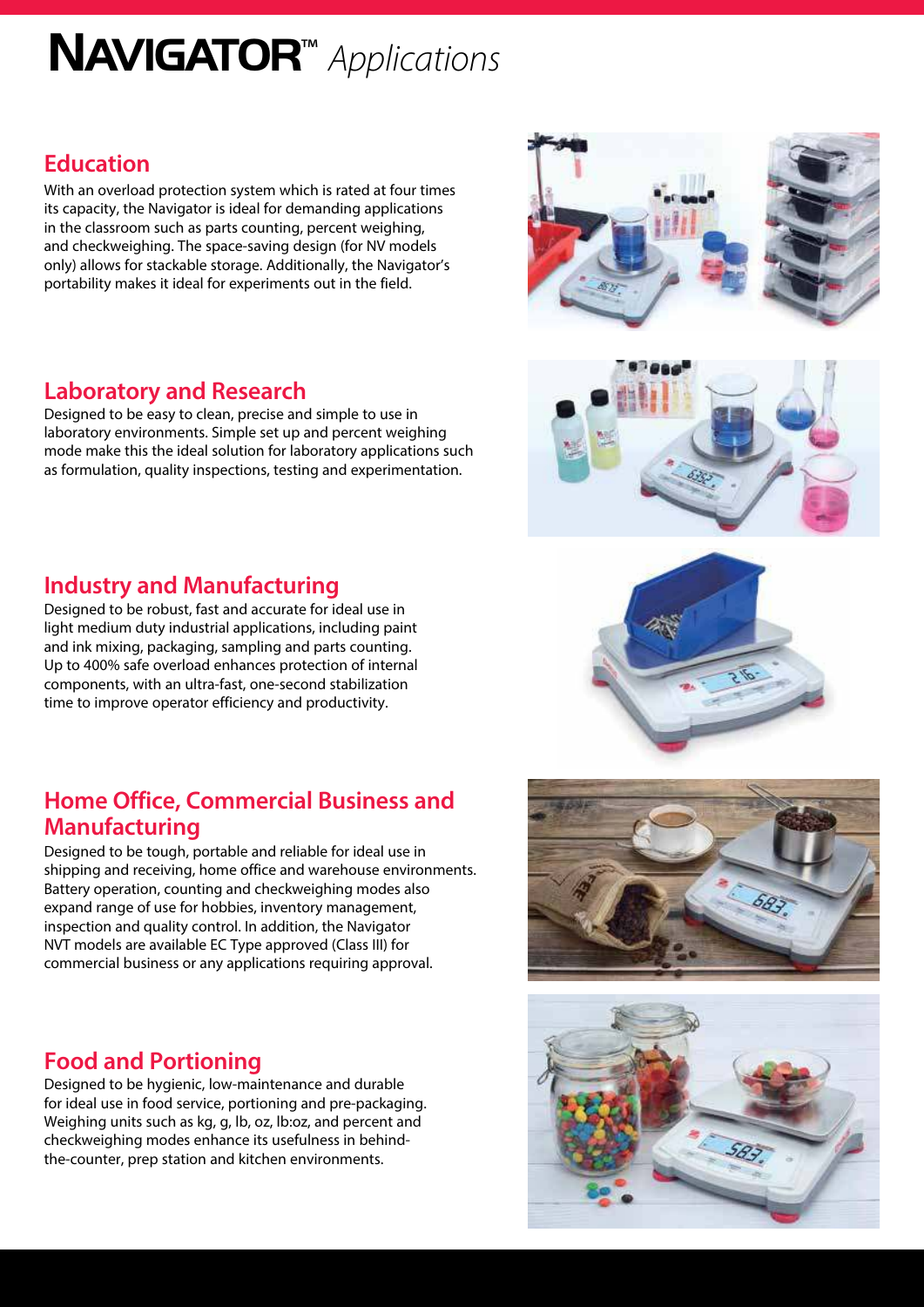# NAVIGATOR™ *Applications*

## Education

With an overload protection system which is rated at four times its capacity, the Navigator is ideal for demanding applications in the classroom such as parts counting, percent weighing, and checkweighing. The space-saving design (for NV models only) allows for stackable storage. Additionally, the Navigator's portability makes it ideal for experiments out in the field.

## Laboratory and Research

Designed to be easy to clean, precise and simple to use in laboratory environments. Simple set up and percent weighing mode make this the ideal solution for laboratory applications such as formulation, quality inspections, testing and experimentation.

## Industry and Manufacturing

Designed to be robust, fast and accurate for ideal use in light medium duty industrial applications, including paint and ink mixing, packaging, sampling and parts counting. Up to 400% safe overload enhances protection of internal components, with an ultra-fast, one-second stabilization time to improve operator efficiency and productivity.

## Home Office, Commercial Business and Manufacturing

Designed to be tough, portable and reliable for ideal use in shipping and receiving, home office and warehouse environments. Battery operation, counting and checkweighing modes also expand range of use for hobbies, inventory management, inspection and quality control. In addition, the Navigator NVT models are available EC Type approved (Class III) for commercial business or any applications requiring approval.

## Food and Portioning

Designed to be hygienic, low-maintenance and durable for ideal use in food service, portioning and pre-packaging. Weighing units such as kg, g, lb, oz, lb:oz, and percent and checkweighing modes enhance its usefulness in behind-the-counter, prep station and kitchen environments.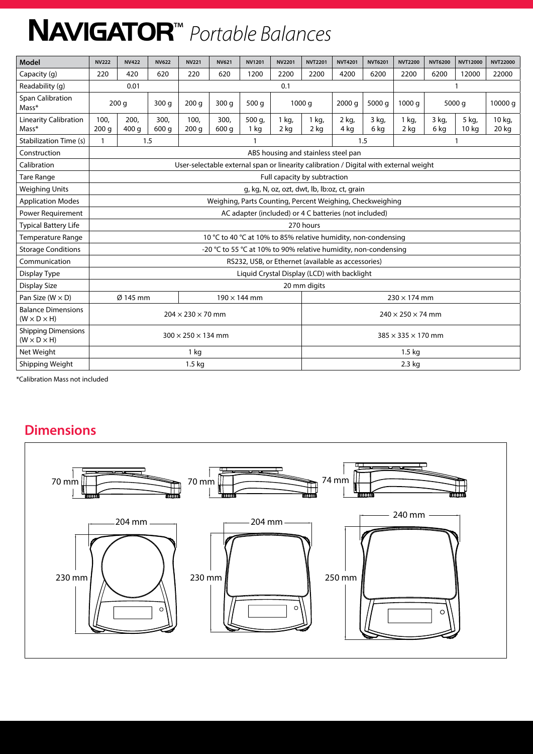# NAVIGATOR™ *Portable Balances*

| Model | NV222 | NV422 | NV622 | NV221 | NV621 | NV1201 | NV2201 | NVT2201 | NVT4201 | NVT6201 | NVT2200 | NVT6200 | NVT12000 | NVT22000 |
|---|---|---|---|---|---|---|---|---|---|---|---|---|---|---|
| Capacity (g) | 220 | 420 | 620 | 220 | 620 | 1200 | 2200 | 2200 | 4200 | 6200 | 2200 | 6200 | 12000 | 22000 |
| Readability (g) | 0.01 | | | 0.1 | | | | | | | 1 | | | |
| Span Calibration Mass* | 200 g | | 300 g | 200 g | 300 g | 500 g | 1000 g | | 2000 g | 5000 g | 1000 g | 5000 g | | 10000 g |
| Linearity Calibration Mass* | 100, 200 g | 200, 400 g | 300, 600 g | 100, 200 g | 300, 600 g | 500 g, 1 kg | 1 kg, 2 kg | 1 kg, 2 kg | 2 kg, 4 kg | 3 kg, 6 kg | 1 kg, 2 kg | 3 kg, 6 kg | 5 kg, 10 kg | 10 kg, 20 kg |
| Stabilization Time (s) | 1 | 1.5 | | 1 | | | | | 1.5 | | 1 | | | |
| Construction | ABS housing and stainless steel pan | | | | | | | | | | | | | |
| Calibration | User-selectable external span or linearity calibration / Digital with external weight | | | | | | | | | | | | | |
| Tare Range | Full capacity by subtraction | | | | | | | | | | | | | |
| Weighing Units | g, kg, N, oz, ozt, dwt, lb, lb:oz, ct, grain | | | | | | | | | | | | | |
| Application Modes | Weighing, Parts Counting, Percent Weighing, Checkweighing | | | | | | | | | | | | | |
| Power Requirement | AC adapter (included) or 4 C batteries (not included) | | | | | | | | | | | | | |
| Typical Battery Life | 270 hours | | | | | | | | | | | | | |
| Temperature Range | 10 °C to 40 °C at 10% to 85% relative humidity, non-condensing | | | | | | | | | | | | | |
| Storage Conditions | -20 °C to 55 °C at 10% to 90% relative humidity, non-condensing | | | | | | | | | | | | | |
| Communication | RS232, USB, or Ethernet (available as accessories) | | | | | | | | | | | | | |
| Display Type | Liquid Crystal Display (LCD) with backlight | | | | | | | | | | | | | |
| Display Size | 20 mm digits | | | | | | | | | | | | | |
| Pan Size (W × D) | Ø 145 mm | | | 190 × 144 mm | | | | 230 × 174 mm | | | | | | |
| Balance Dimensions (W × D × H) | 204 × 230 × 70 mm | | | | | | | 240 × 250 × 74 mm | | | | | | |
| Shipping Dimensions (W × D × H) | 300 × 250 × 134 mm | | | | | | | 385 × 335 × 170 mm | | | | | | |
| Net Weight | 1 kg | | | | | | | 1.5 kg | | | | | | |
| Shipping Weight | 1.5 kg | | | | | | | 2.3 kg | | | | | | |

*Calibration Mass not included

## Dimensions

70 mm | 70 mm | 74 mm

204 mm × 230 mm | 204 mm × 230 mm | 240 mm × 250 mm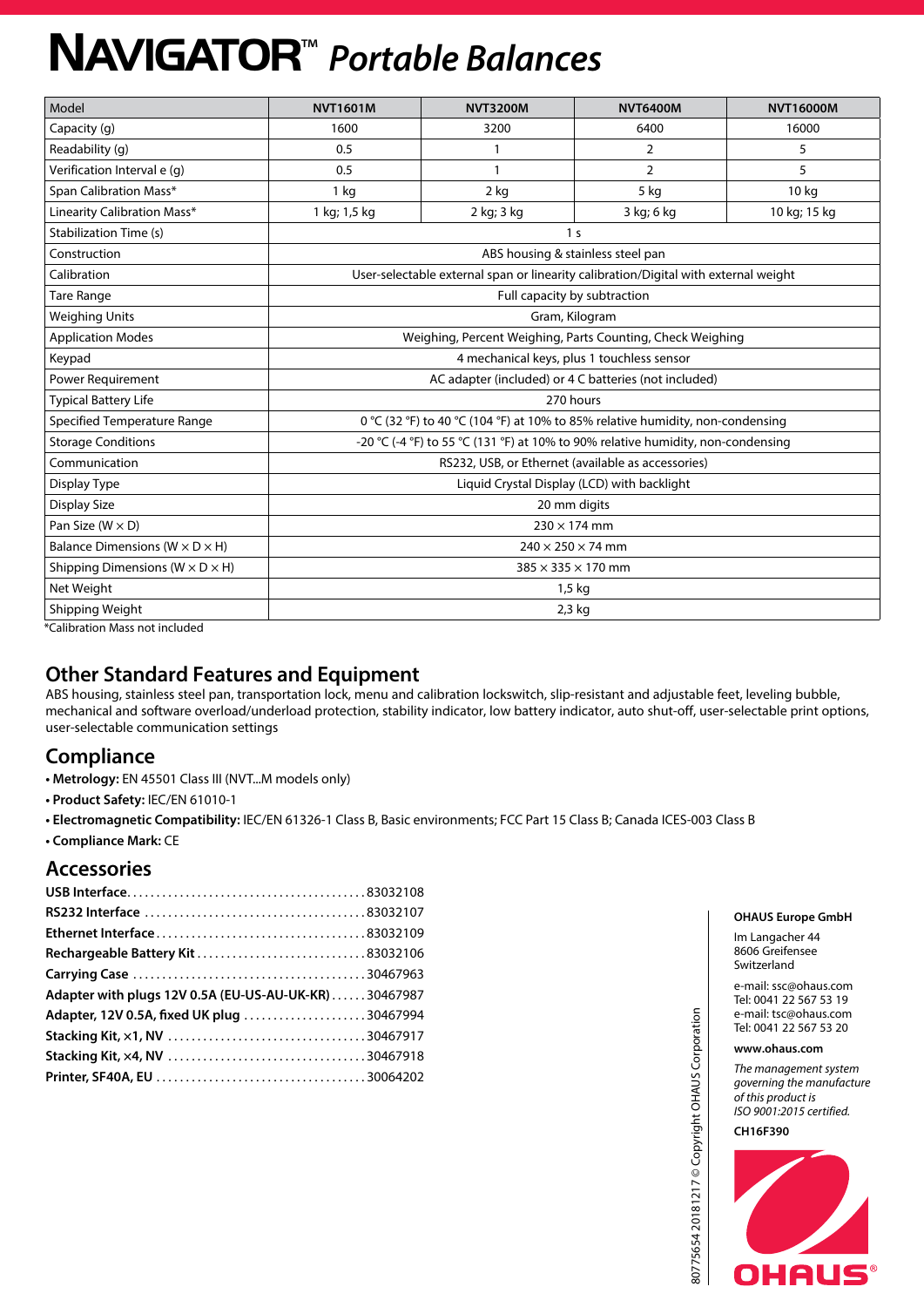# NAVIGATOR™ *Portable Balances*

| Model | NVT1601M | NVT3200M | NVT6400M | NVT16000M |
|---|---|---|---|---|
| Capacity (g) | 1600 | 3200 | 6400 | 16000 |
| Readability (g) | 0.5 | 1 | 2 | 5 |
| Verification Interval e (g) | 0.5 | 1 | 2 | 5 |
| Span Calibration Mass* | 1 kg | 2 kg | 5 kg | 10 kg |
| Linearity Calibration Mass* | 1 kg; 1,5 kg | 2 kg; 3 kg | 3 kg; 6 kg | 10 kg; 15 kg |
| Stabilization Time (s) | 1 s | | | |
| Construction | ABS housing & stainless steel pan | | | |
| Calibration | User-selectable external span or linearity calibration/Digital with external weight | | | |
| Tare Range | Full capacity by subtraction | | | |
| Weighing Units | Gram, Kilogram | | | |
| Application Modes | Weighing, Percent Weighing, Parts Counting, Check Weighing | | | |
| Keypad | 4 mechanical keys, plus 1 touchless sensor | | | |
| Power Requirement | AC adapter (included) or 4 C batteries (not included) | | | |
| Typical Battery Life | 270 hours | | | |
| Specified Temperature Range | 0 °C (32 °F) to 40 °C (104 °F) at 10% to 85% relative humidity, non-condensing | | | |
| Storage Conditions | -20 °C (-4 °F) to 55 °C (131 °F) at 10% to 90% relative humidity, non-condensing | | | |
| Communication | RS232, USB, or Ethernet (available as accessories) | | | |
| Display Type | Liquid Crystal Display (LCD) with backlight | | | |
| Display Size | 20 mm digits | | | |
| Pan Size (W × D) | 230 × 174 mm | | | |
| Balance Dimensions (W × D × H) | 240 × 250 × 74 mm | | | |
| Shipping Dimensions (W × D × H) | 385 × 335 × 170 mm | | | |
| Net Weight | 1,5 kg | | | |
| Shipping Weight | 2,3 kg | | | |

*Calibration Mass not included

## Other Standard Features and Equipment

ABS housing, stainless steel pan, transportation lock, menu and calibration lockswitch, slip-resistant and adjustable feet, leveling bubble, mechanical and software overload/underload protection, stability indicator, low battery indicator, auto shut-off, user-selectable print options, user-selectable communication settings

## Compliance

- **Metrology:** EN 45501 Class III (NVT...M models only)
- **Product Safety:** IEC/EN 61010-1
- **Electromagnetic Compatibility:** IEC/EN 61326-1 Class B, Basic environments; FCC Part 15 Class B; Canada ICES-003 Class B
- **Compliance Mark:** CE

## Accessories

**USB Interface**........................................83032108
**RS232 Interface**.....................................83032107
**Ethernet Interface**..................................83032109
**Rechargeable Battery Kit**...........................83032106
**Carrying Case**.......................................30467963
**Adapter with plugs 12V 0.5A (EU-US-AU-UK-KR)**......30467987
**Adapter, 12V 0.5A, fixed UK plug**....................30467994
**Stacking Kit, ×1, NV**.................................30467917
**Stacking Kit, ×4, NV**.................................30467918
**Printer, SF40A, EU**..................................30064202

**OHAUS Europe GmbH**

Im Langacher 44
8606 Greifensee
Switzerland

e-mail: ssc@ohaus.com
Tel: 0041 22 567 53 19
e-mail: tsc@ohaus.com
Tel: 0041 22 567 53 20

**www.ohaus.com**

*The management system governing the manufacture of this product is ISO 9001:2015 certified.*

**CH16F390**

80775654 20181217 © Copyright OHAUS Corporation

OHAUS®